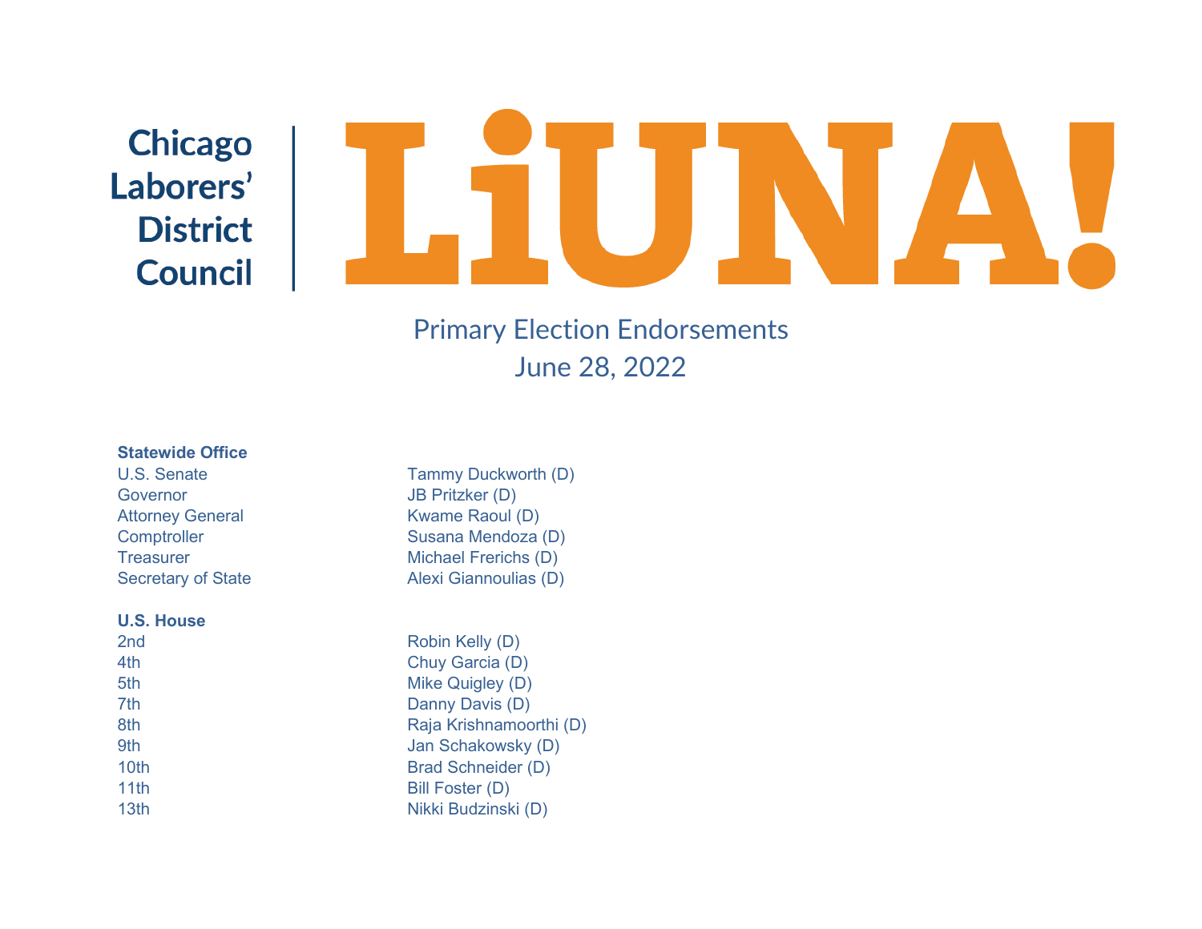Chicago Laborers' District Council | LiUNA!

# Primary Election Endorsements

## June 28, 2022

**Statewide Office**

| | |
|---|---|
| U.S. Senate | Tammy Duckworth (D) |
| Governor | JB Pritzker (D) |
| Attorney General | Kwame Raoul (D) |
| Comptroller | Susana Mendoza (D) |
| Treasurer | Michael Frerichs (D) |
| Secretary of State | Alexi Giannoulias (D) |

**U.S. House**

| | |
|---|---|
| 2nd | Robin Kelly (D) |
| 4th | Chuy Garcia (D) |
| 5th | Mike Quigley (D) |
| 7th | Danny Davis (D) |
| 8th | Raja Krishnamoorthi (D) |
| 9th | Jan Schakowsky (D) |
| 10th | Brad Schneider (D) |
| 11th | Bill Foster (D) |
| 13th | Nikki Budzinski (D) |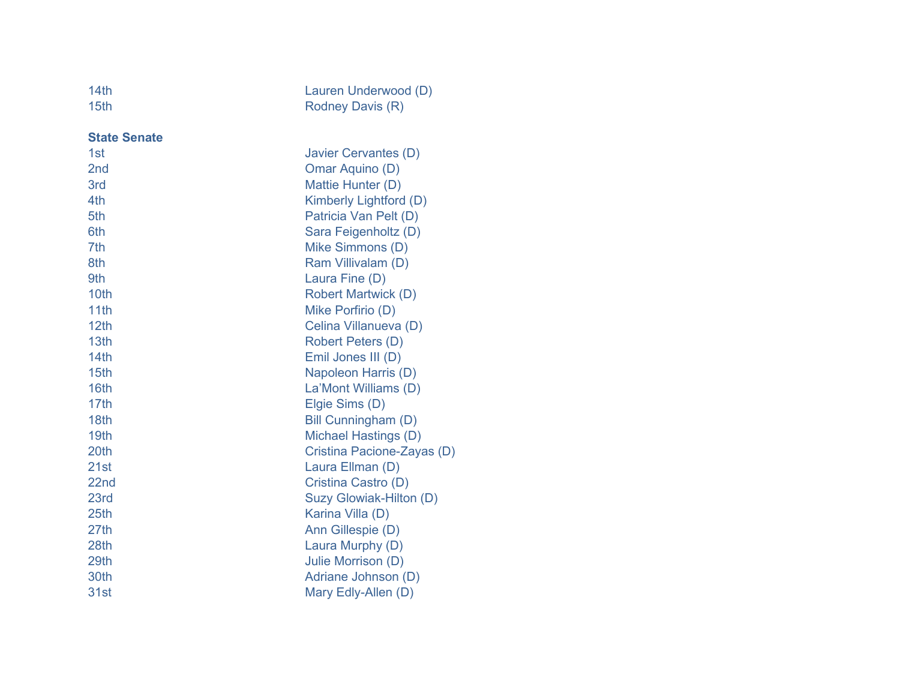| | |
|---|---|
| 14th | Lauren Underwood (D) |
| 15th | Rodney Davis (R) |

**State Senate**

| | |
|---|---|
| 1st | Javier Cervantes (D) |
| 2nd | Omar Aquino (D) |
| 3rd | Mattie Hunter (D) |
| 4th | Kimberly Lightford (D) |
| 5th | Patricia Van Pelt (D) |
| 6th | Sara Feigenholtz (D) |
| 7th | Mike Simmons (D) |
| 8th | Ram Villivalam (D) |
| 9th | Laura Fine (D) |
| 10th | Robert Martwick (D) |
| 11th | Mike Porfirio (D) |
| 12th | Celina Villanueva (D) |
| 13th | Robert Peters (D) |
| 14th | Emil Jones III (D) |
| 15th | Napoleon Harris (D) |
| 16th | La'Mont Williams (D) |
| 17th | Elgie Sims (D) |
| 18th | Bill Cunningham (D) |
| 19th | Michael Hastings (D) |
| 20th | Cristina Pacione-Zayas (D) |
| 21st | Laura Ellman (D) |
| 22nd | Cristina Castro (D) |
| 23rd | Suzy Glowiak-Hilton (D) |
| 25th | Karina Villa (D) |
| 27th | Ann Gillespie (D) |
| 28th | Laura Murphy (D) |
| 29th | Julie Morrison (D) |
| 30th | Adriane Johnson (D) |
| 31st | Mary Edly-Allen (D) |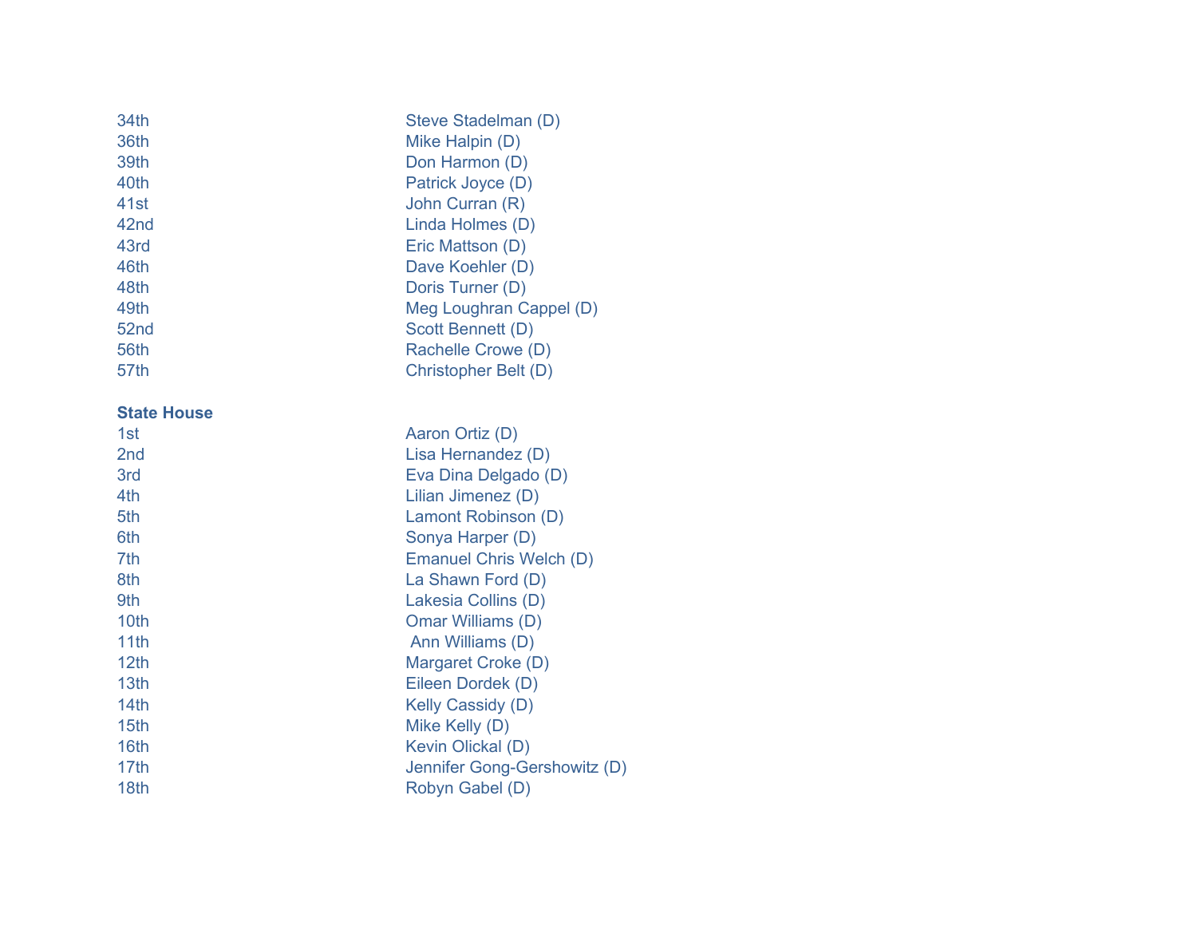| | |
|---|---|
| 34th | Steve Stadelman (D) |
| 36th | Mike Halpin (D) |
| 39th | Don Harmon (D) |
| 40th | Patrick Joyce (D) |
| 41st | John Curran (R) |
| 42nd | Linda Holmes (D) |
| 43rd | Eric Mattson (D) |
| 46th | Dave Koehler (D) |
| 48th | Doris Turner (D) |
| 49th | Meg Loughran Cappel (D) |
| 52nd | Scott Bennett (D) |
| 56th | Rachelle Crowe (D) |
| 57th | Christopher Belt (D) |

**State House**

| | |
|---|---|
| 1st | Aaron Ortiz (D) |
| 2nd | Lisa Hernandez (D) |
| 3rd | Eva Dina Delgado (D) |
| 4th | Lilian Jimenez (D) |
| 5th | Lamont Robinson (D) |
| 6th | Sonya Harper (D) |
| 7th | Emanuel Chris Welch (D) |
| 8th | La Shawn Ford (D) |
| 9th | Lakesia Collins (D) |
| 10th | Omar Williams (D) |
| 11th | Ann Williams (D) |
| 12th | Margaret Croke (D) |
| 13th | Eileen Dordek (D) |
| 14th | Kelly Cassidy (D) |
| 15th | Mike Kelly (D) |
| 16th | Kevin Olickal (D) |
| 17th | Jennifer Gong-Gershowitz (D) |
| 18th | Robyn Gabel (D) |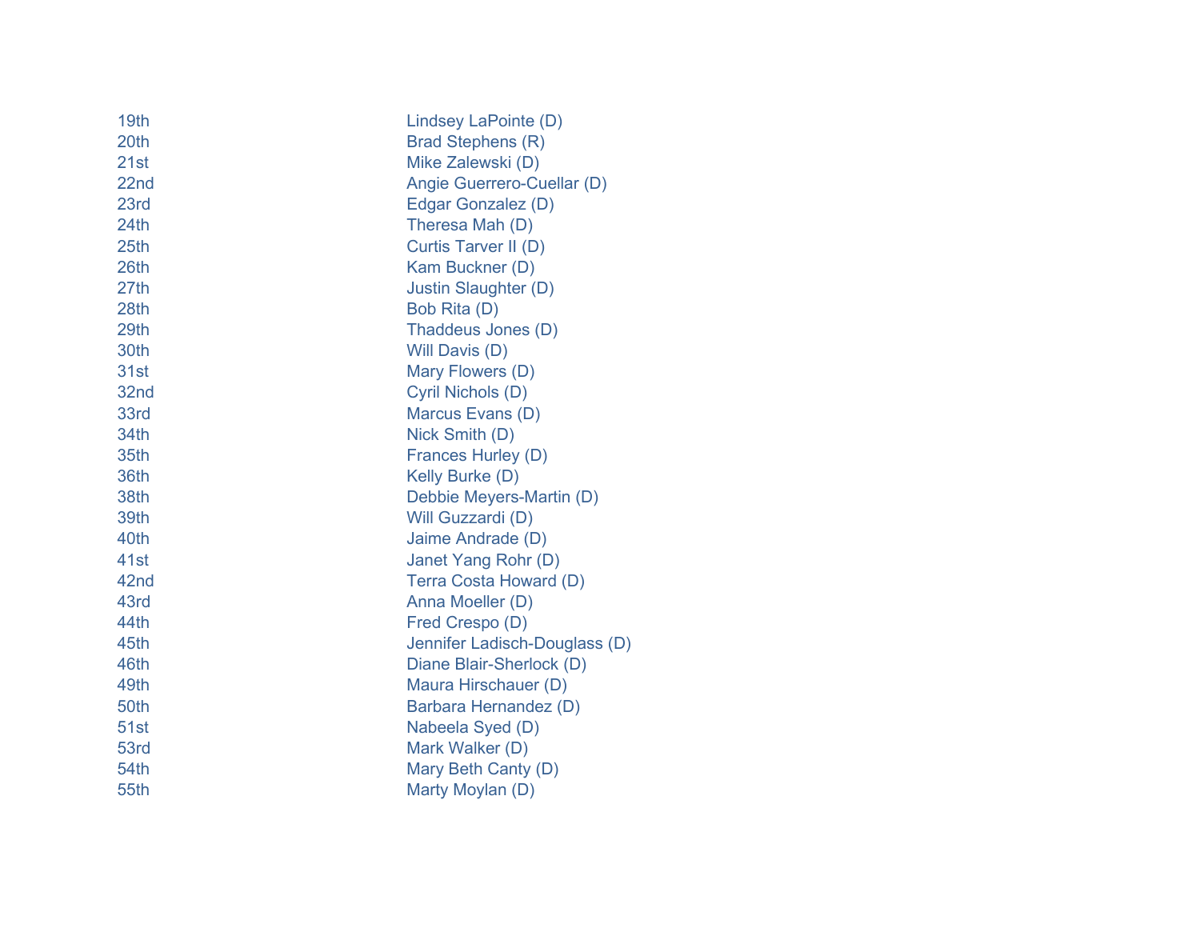| | |
|---|---|
| 19th | Lindsey LaPointe (D) |
| 20th | Brad Stephens (R) |
| 21st | Mike Zalewski (D) |
| 22nd | Angie Guerrero-Cuellar (D) |
| 23rd | Edgar Gonzalez (D) |
| 24th | Theresa Mah (D) |
| 25th | Curtis Tarver II (D) |
| 26th | Kam Buckner (D) |
| 27th | Justin Slaughter (D) |
| 28th | Bob Rita (D) |
| 29th | Thaddeus Jones (D) |
| 30th | Will Davis (D) |
| 31st | Mary Flowers (D) |
| 32nd | Cyril Nichols (D) |
| 33rd | Marcus Evans (D) |
| 34th | Nick Smith (D) |
| 35th | Frances Hurley (D) |
| 36th | Kelly Burke (D) |
| 38th | Debbie Meyers-Martin (D) |
| 39th | Will Guzzardi (D) |
| 40th | Jaime Andrade (D) |
| 41st | Janet Yang Rohr (D) |
| 42nd | Terra Costa Howard (D) |
| 43rd | Anna Moeller (D) |
| 44th | Fred Crespo (D) |
| 45th | Jennifer Ladisch-Douglass (D) |
| 46th | Diane Blair-Sherlock (D) |
| 49th | Maura Hirschauer (D) |
| 50th | Barbara Hernandez (D) |
| 51st | Nabeela Syed (D) |
| 53rd | Mark Walker (D) |
| 54th | Mary Beth Canty (D) |
| 55th | Marty Moylan (D) |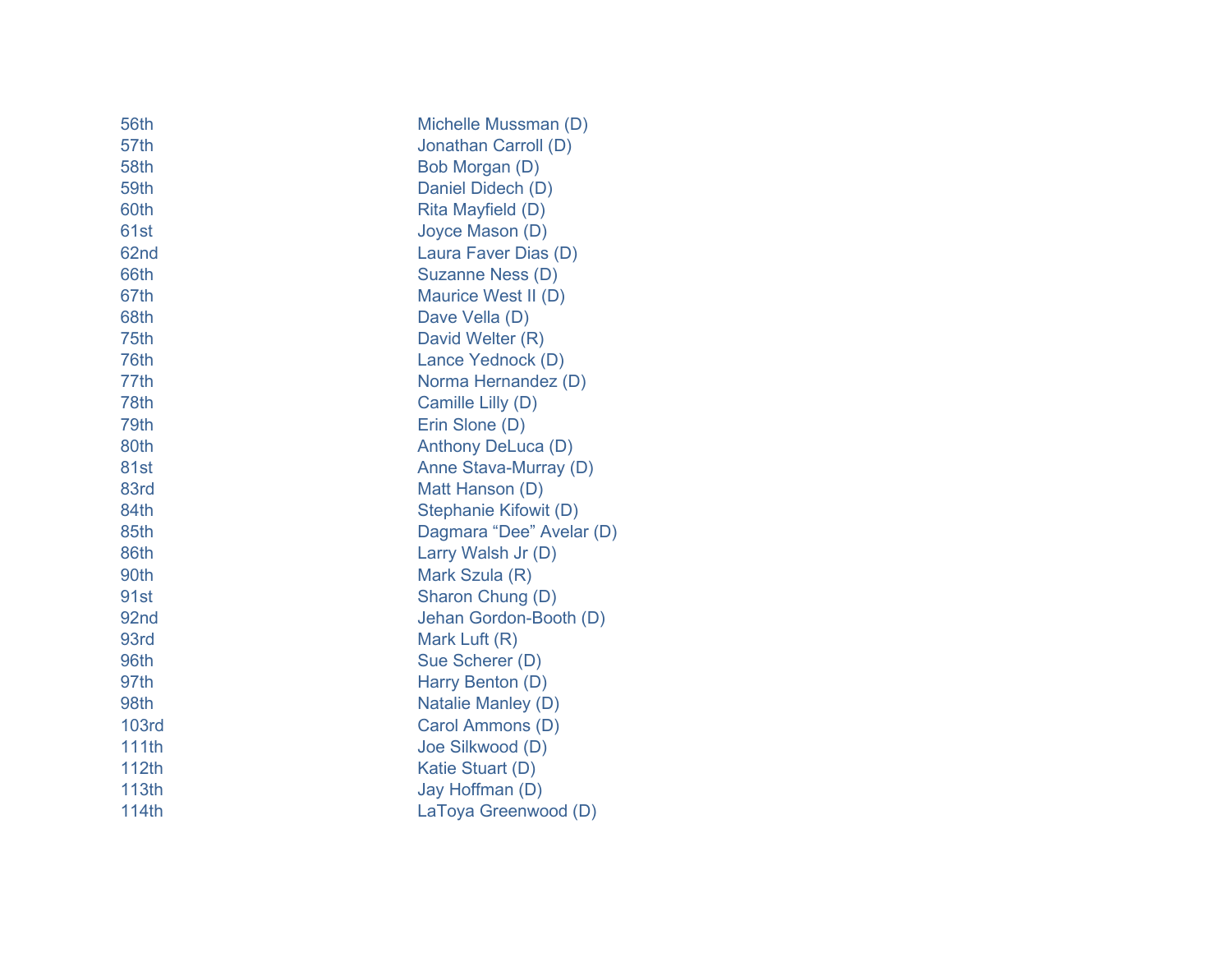| | |
|---|---|
| 56th | Michelle Mussman (D) |
| 57th | Jonathan Carroll (D) |
| 58th | Bob Morgan (D) |
| 59th | Daniel Didech (D) |
| 60th | Rita Mayfield (D) |
| 61st | Joyce Mason (D) |
| 62nd | Laura Faver Dias (D) |
| 66th | Suzanne Ness (D) |
| 67th | Maurice West II (D) |
| 68th | Dave Vella (D) |
| 75th | David Welter (R) |
| 76th | Lance Yednock (D) |
| 77th | Norma Hernandez (D) |
| 78th | Camille Lilly (D) |
| 79th | Erin Slone (D) |
| 80th | Anthony DeLuca (D) |
| 81st | Anne Stava-Murray (D) |
| 83rd | Matt Hanson (D) |
| 84th | Stephanie Kifowit (D) |
| 85th | Dagmara “Dee” Avelar (D) |
| 86th | Larry Walsh Jr (D) |
| 90th | Mark Szula (R) |
| 91st | Sharon Chung (D) |
| 92nd | Jehan Gordon-Booth (D) |
| 93rd | Mark Luft (R) |
| 96th | Sue Scherer (D) |
| 97th | Harry Benton (D) |
| 98th | Natalie Manley (D) |
| 103rd | Carol Ammons (D) |
| 111th | Joe Silkwood (D) |
| 112th | Katie Stuart (D) |
| 113th | Jay Hoffman (D) |
| 114th | LaToya Greenwood (D) |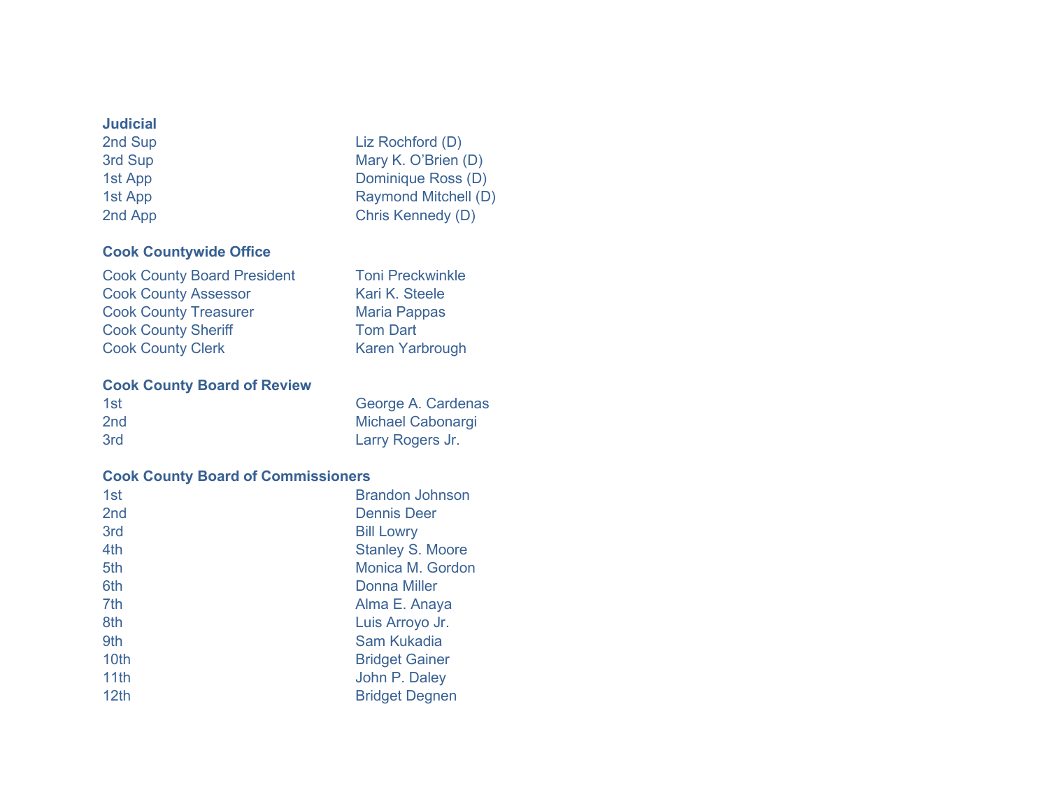**Judicial**

| | |
|---|---|
| 2nd Sup | Liz Rochford (D) |
| 3rd Sup | Mary K. O'Brien (D) |
| 1st App | Dominique Ross (D) |
| 1st App | Raymond Mitchell (D) |
| 2nd App | Chris Kennedy (D) |

**Cook Countywide Office**

| | |
|---|---|
| Cook County Board President | Toni Preckwinkle |
| Cook County Assessor | Kari K. Steele |
| Cook County Treasurer | Maria Pappas |
| Cook County Sheriff | Tom Dart |
| Cook County Clerk | Karen Yarbrough |

**Cook County Board of Review**

| | |
|---|---|
| 1st | George A. Cardenas |
| 2nd | Michael Cabonargi |
| 3rd | Larry Rogers Jr. |

**Cook County Board of Commissioners**

| | |
|---|---|
| 1st | Brandon Johnson |
| 2nd | Dennis Deer |
| 3rd | Bill Lowry |
| 4th | Stanley S. Moore |
| 5th | Monica M. Gordon |
| 6th | Donna Miller |
| 7th | Alma E. Anaya |
| 8th | Luis Arroyo Jr. |
| 9th | Sam Kukadia |
| 10th | Bridget Gainer |
| 11th | John P. Daley |
| 12th | Bridget Degnen |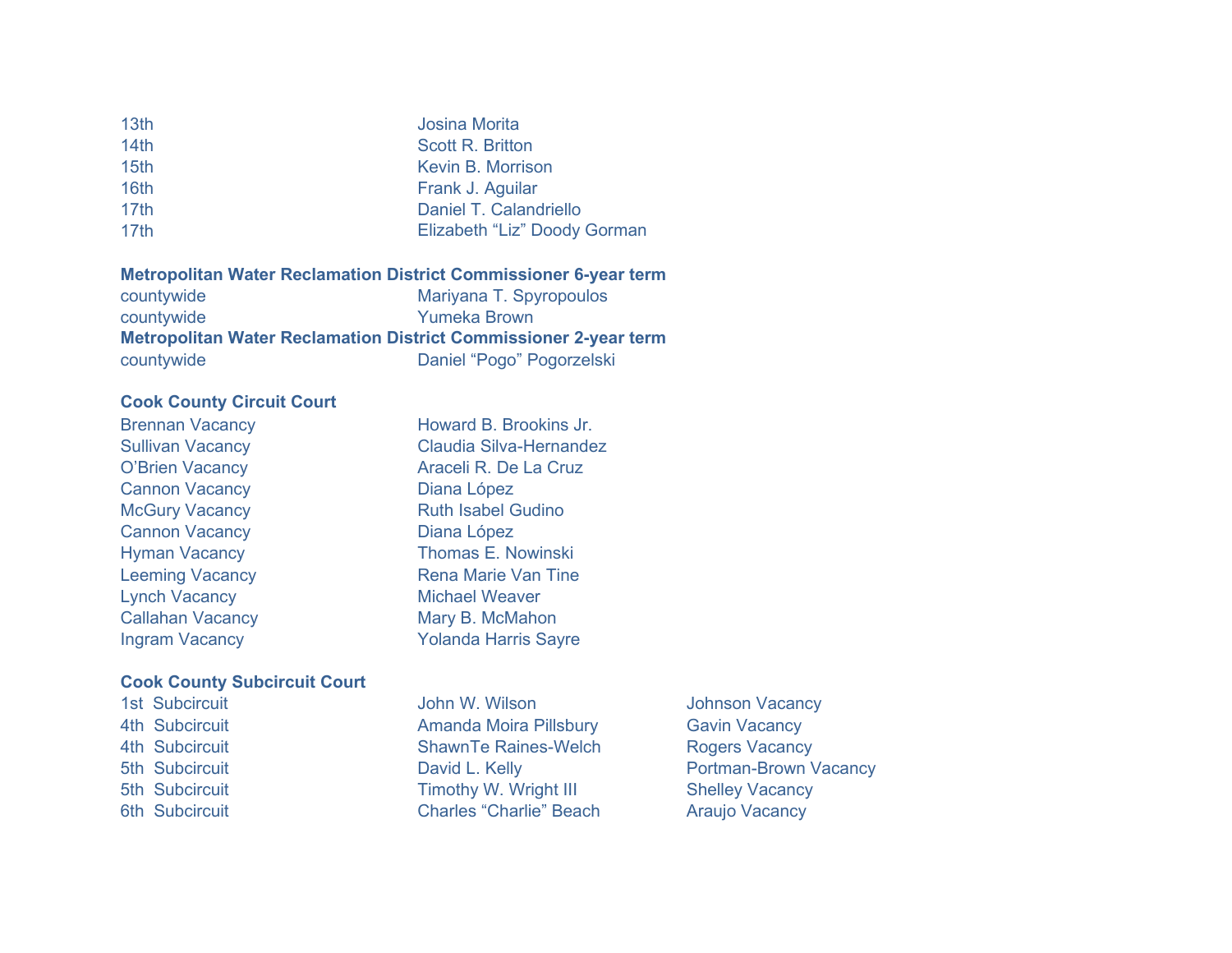| | |
|---|---|
| 13th | Josina Morita |
| 14th | Scott R. Britton |
| 15th | Kevin B. Morrison |
| 16th | Frank J. Aguilar |
| 17th | Daniel T. Calandriello |
| 17th | Elizabeth “Liz” Doody Gorman |

**Metropolitan Water Reclamation District Commissioner 6-year term**

| | |
|---|---|
| countywide | Mariyana T. Spyropoulos |
| countywide | Yumeka Brown |

**Metropolitan Water Reclamation District Commissioner 2-year term**

| | |
|---|---|
| countywide | Daniel “Pogo” Pogorzelski |

**Cook County Circuit Court**

| | |
|---|---|
| Brennan Vacancy | Howard B. Brookins Jr. |
| Sullivan Vacancy | Claudia Silva-Hernandez |
| O’Brien Vacancy | Araceli R. De La Cruz |
| Cannon Vacancy | Diana López |
| McGury Vacancy | Ruth Isabel Gudino |
| Cannon Vacancy | Diana López |
| Hyman Vacancy | Thomas E. Nowinski |
| Leeming Vacancy | Rena Marie Van Tine |
| Lynch Vacancy | Michael Weaver |
| Callahan Vacancy | Mary B. McMahon |
| Ingram Vacancy | Yolanda Harris Sayre |

**Cook County Subcircuit Court**

| | | |
|---|---|---|
| 1st Subcircuit | John W. Wilson | Johnson Vacancy |
| 4th Subcircuit | Amanda Moira Pillsbury | Gavin Vacancy |
| 4th Subcircuit | ShawnTe Raines-Welch | Rogers Vacancy |
| 5th Subcircuit | David L. Kelly | Portman-Brown Vacancy |
| 5th Subcircuit | Timothy W. Wright III | Shelley Vacancy |
| 6th Subcircuit | Charles “Charlie” Beach | Araujo Vacancy |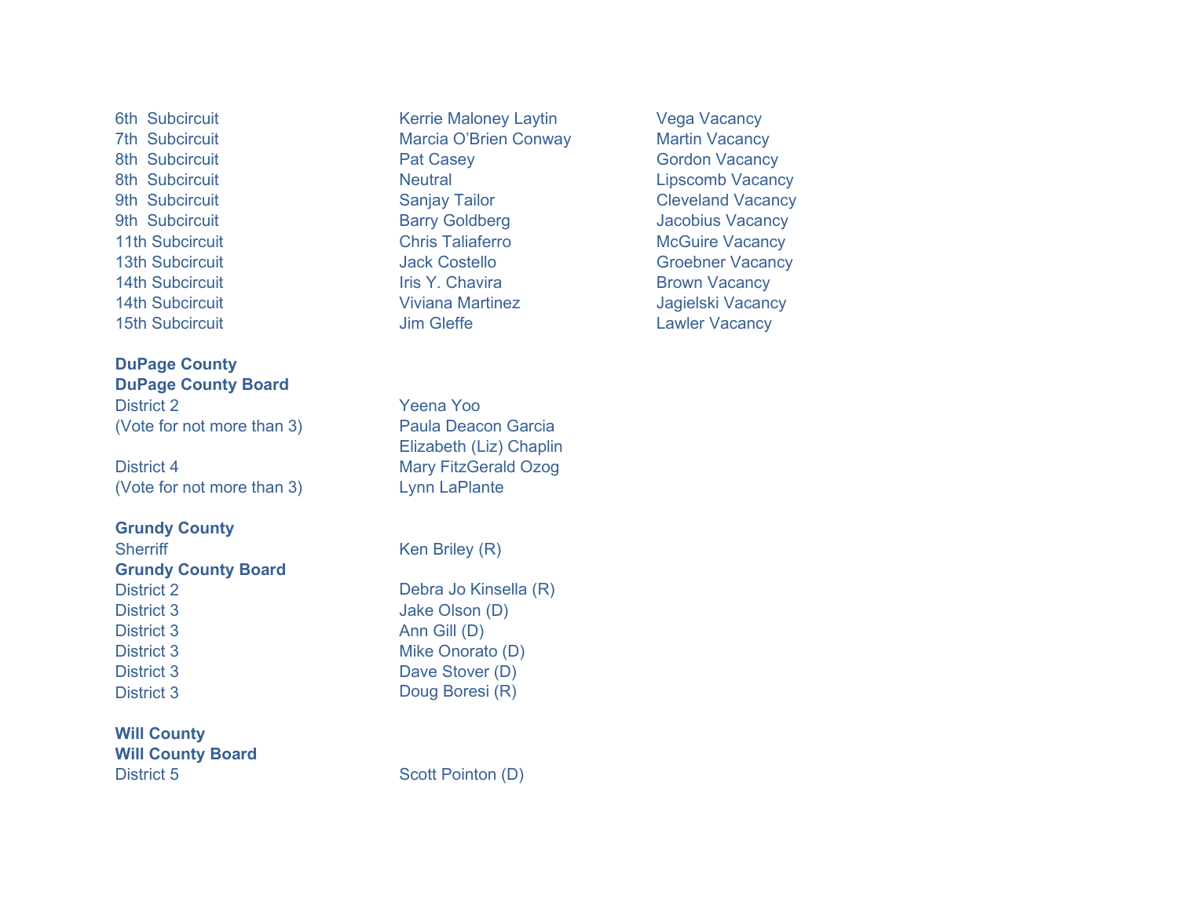| | | |
|---|---|---|
| 6th Subcircuit | Kerrie Maloney Laytin | Vega Vacancy |
| 7th Subcircuit | Marcia O'Brien Conway | Martin Vacancy |
| 8th Subcircuit | Pat Casey | Gordon Vacancy |
| 8th Subcircuit | Neutral | Lipscomb Vacancy |
| 9th Subcircuit | Sanjay Tailor | Cleveland Vacancy |
| 9th Subcircuit | Barry Goldberg | Jacobius Vacancy |
| 11th Subcircuit | Chris Taliaferro | McGuire Vacancy |
| 13th Subcircuit | Jack Costello | Groebner Vacancy |
| 14th Subcircuit | Iris Y. Chavira | Brown Vacancy |
| 14th Subcircuit | Viviana Martinez | Jagielski Vacancy |
| 15th Subcircuit | Jim Gleffe | Lawler Vacancy |

**DuPage County**

**DuPage County Board**

| | |
|---|---|
| District 2 | Yeena Yoo |
| (Vote for not more than 3) | Paula Deacon Garcia |
| | Elizabeth (Liz) Chaplin |
| District 4 | Mary FitzGerald Ozog |
| (Vote for not more than 3) | Lynn LaPlante |

**Grundy County**

| | |
|---|---|
| Sherriff | Ken Briley (R) |

**Grundy County Board**

| | |
|---|---|
| District 2 | Debra Jo Kinsella (R) |
| District 3 | Jake Olson (D) |
| District 3 | Ann Gill (D) |
| District 3 | Mike Onorato (D) |
| District 3 | Dave Stover (D) |
| District 3 | Doug Boresi (R) |

**Will County**

**Will County Board**

| | |
|---|---|
| District 5 | Scott Pointon (D) |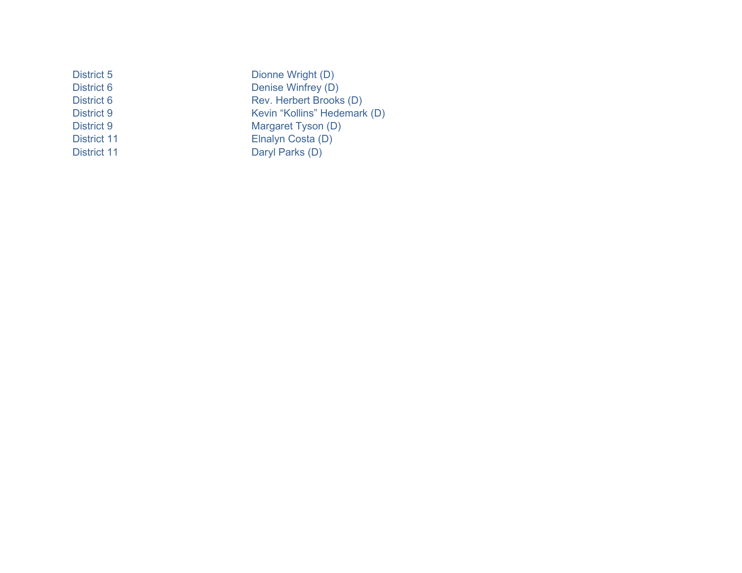| | |
|---|---|
| District 5 | Dionne Wright (D) |
| District 6 | Denise Winfrey (D) |
| District 6 | Rev. Herbert Brooks (D) |
| District 9 | Kevin “Kollins” Hedemark (D) |
| District 9 | Margaret Tyson (D) |
| District 11 | Elnalyn Costa (D) |
| District 11 | Daryl Parks (D) |